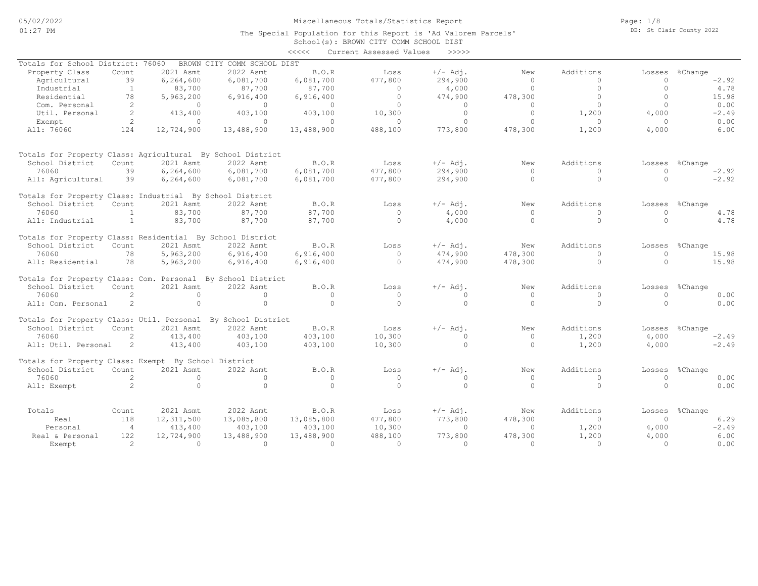# Miscellaneous Totals/Statistics Report

The Special Population for this Report is 'Ad Valorem Parcels'
School(s): BROWN CITY COMM SCHOOL DIST

<<<<< Current Assessed Values >>>>>

## Totals for School District: 76060 BROWN CITY COMM SCHOOL DIST

| Property Class | Count | 2021 Asmt | 2022 Asmt | B.O.R | Loss | +/- Adj. | New | Additions | Losses | %Change |
|---|---|---|---|---|---|---|---|---|---|---|
| Agricultural | 39 | 6,264,600 | 6,081,700 | 6,081,700 | 477,800 | 294,900 | 0 | 0 | 0 | -2.92 |
| Industrial | 1 | 83,700 | 87,700 | 87,700 | 0 | 4,000 | 0 | 0 | 0 | 4.78 |
| Residential | 78 | 5,963,200 | 6,916,400 | 6,916,400 | 0 | 474,900 | 478,300 | 0 | 0 | 15.98 |
| Com. Personal | 2 | 0 | 0 | 0 | 0 | 0 | 0 | 0 | 0 | 0.00 |
| Util. Personal | 2 | 413,400 | 403,100 | 403,100 | 10,300 | 0 | 0 | 1,200 | 4,000 | -2.49 |
| Exempt | 2 | 0 | 0 | 0 | 0 | 0 | 0 | 0 | 0 | 0.00 |
| All: 76060 | 124 | 12,724,900 | 13,488,900 | 13,488,900 | 488,100 | 773,800 | 478,300 | 1,200 | 4,000 | 6.00 |

## Totals for Property Class: Agricultural By School District

| School District | Count | 2021 Asmt | 2022 Asmt | B.O.R | Loss | +/- Adj. | New | Additions | Losses | %Change |
|---|---|---|---|---|---|---|---|---|---|---|
| 76060 | 39 | 6,264,600 | 6,081,700 | 6,081,700 | 477,800 | 294,900 | 0 | 0 | 0 | -2.92 |
| All: Agricultural | 39 | 6,264,600 | 6,081,700 | 6,081,700 | 477,800 | 294,900 | 0 | 0 | 0 | -2.92 |

## Totals for Property Class: Industrial By School District

| School District | Count | 2021 Asmt | 2022 Asmt | B.O.R | Loss | +/- Adj. | New | Additions | Losses | %Change |
|---|---|---|---|---|---|---|---|---|---|---|
| 76060 | 1 | 83,700 | 87,700 | 87,700 | 0 | 4,000 | 0 | 0 | 0 | 4.78 |
| All: Industrial | 1 | 83,700 | 87,700 | 87,700 | 0 | 4,000 | 0 | 0 | 0 | 4.78 |

## Totals for Property Class: Residential By School District

| School District | Count | 2021 Asmt | 2022 Asmt | B.O.R | Loss | +/- Adj. | New | Additions | Losses | %Change |
|---|---|---|---|---|---|---|---|---|---|---|
| 76060 | 78 | 5,963,200 | 6,916,400 | 6,916,400 | 0 | 474,900 | 478,300 | 0 | 0 | 15.98 |
| All: Residential | 78 | 5,963,200 | 6,916,400 | 6,916,400 | 0 | 474,900 | 478,300 | 0 | 0 | 15.98 |

## Totals for Property Class: Com. Personal By School District

| School District | Count | 2021 Asmt | 2022 Asmt | B.O.R | Loss | +/- Adj. | New | Additions | Losses | %Change |
|---|---|---|---|---|---|---|---|---|---|---|
| 76060 | 2 | 0 | 0 | 0 | 0 | 0 | 0 | 0 | 0 | 0.00 |
| All: Com. Personal | 2 | 0 | 0 | 0 | 0 | 0 | 0 | 0 | 0 | 0.00 |

## Totals for Property Class: Util. Personal By School District

| School District | Count | 2021 Asmt | 2022 Asmt | B.O.R | Loss | +/- Adj. | New | Additions | Losses | %Change |
|---|---|---|---|---|---|---|---|---|---|---|
| 76060 | 2 | 413,400 | 403,100 | 403,100 | 10,300 | 0 | 0 | 1,200 | 4,000 | -2.49 |
| All: Util. Personal | 2 | 413,400 | 403,100 | 403,100 | 10,300 | 0 | 0 | 1,200 | 4,000 | -2.49 |

## Totals for Property Class: Exempt By School District

| School District | Count | 2021 Asmt | 2022 Asmt | B.O.R | Loss | +/- Adj. | New | Additions | Losses | %Change |
|---|---|---|---|---|---|---|---|---|---|---|
| 76060 | 2 | 0 | 0 | 0 | 0 | 0 | 0 | 0 | 0 | 0.00 |
| All: Exempt | 2 | 0 | 0 | 0 | 0 | 0 | 0 | 0 | 0 | 0.00 |

## Totals

| Totals | Count | 2021 Asmt | 2022 Asmt | B.O.R | Loss | +/- Adj. | New | Additions | Losses | %Change |
|---|---|---|---|---|---|---|---|---|---|---|
| Real | 118 | 12,311,500 | 13,085,800 | 13,085,800 | 477,800 | 773,800 | 478,300 | 0 | 0 | 6.29 |
| Personal | 4 | 413,400 | 403,100 | 403,100 | 10,300 | 0 | 0 | 1,200 | 4,000 | -2.49 |
| Real & Personal | 122 | 12,724,900 | 13,488,900 | 13,488,900 | 488,100 | 773,800 | 478,300 | 1,200 | 4,000 | 6.00 |
| Exempt | 2 | 0 | 0 | 0 | 0 | 0 | 0 | 0 | 0 | 0.00 |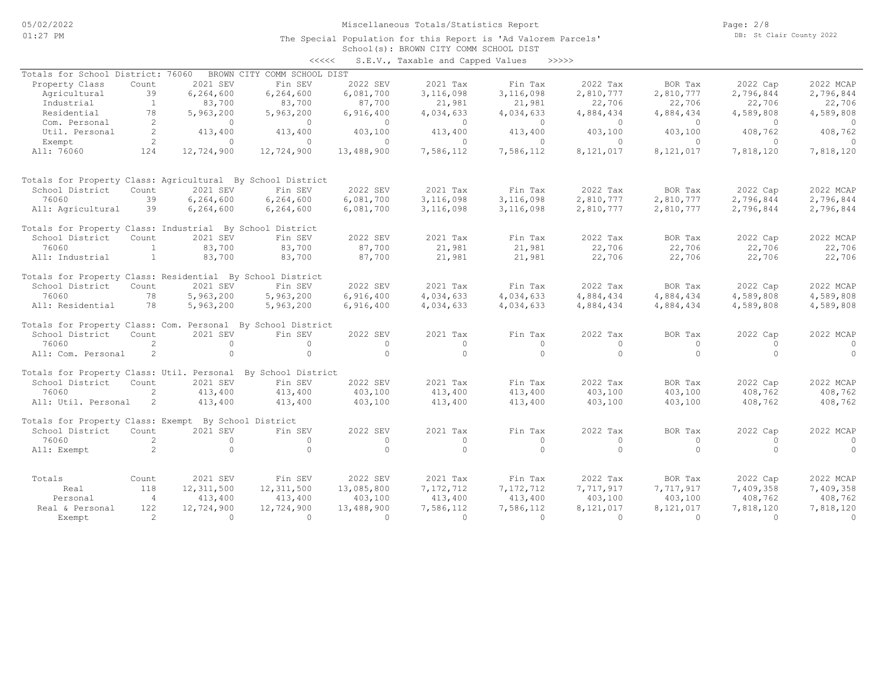Miscellaneous Totals/Statistics Report

The Special Population for this Report is 'Ad Valorem Parcels'

School(s): BROWN CITY COMM SCHOOL DIST

<<<<< S.E.V., Taxable and Capped Values >>>>>

Totals for School District: 76060 BROWN CITY COMM SCHOOL DIST

| Property Class | Count | 2021 SEV | Fin SEV | 2022 SEV | 2021 Tax | Fin Tax | 2022 Tax | BOR Tax | 2022 Cap | 2022 MCAP |
|---|---|---|---|---|---|---|---|---|---|---|
| Agricultural | 39 | 6,264,600 | 6,264,600 | 6,081,700 | 3,116,098 | 3,116,098 | 2,810,777 | 2,810,777 | 2,796,844 | 2,796,844 |
| Industrial | 1 | 83,700 | 83,700 | 87,700 | 21,981 | 21,981 | 22,706 | 22,706 | 22,706 | 22,706 |
| Residential | 78 | 5,963,200 | 5,963,200 | 6,916,400 | 4,034,633 | 4,034,633 | 4,884,434 | 4,884,434 | 4,589,808 | 4,589,808 |
| Com. Personal | 2 | 0 | 0 | 0 | 0 | 0 | 0 | 0 | 0 | 0 |
| Util. Personal | 2 | 413,400 | 413,400 | 403,100 | 413,400 | 413,400 | 403,100 | 403,100 | 408,762 | 408,762 |
| Exempt | 2 | 0 | 0 | 0 | 0 | 0 | 0 | 0 | 0 | 0 |
| All: 76060 | 124 | 12,724,900 | 12,724,900 | 13,488,900 | 7,586,112 | 7,586,112 | 8,121,017 | 8,121,017 | 7,818,120 | 7,818,120 |

Totals for Property Class: Agricultural By School District

| School District | Count | 2021 SEV | Fin SEV | 2022 SEV | 2021 Tax | Fin Tax | 2022 Tax | BOR Tax | 2022 Cap | 2022 MCAP |
|---|---|---|---|---|---|---|---|---|---|---|
| 76060 | 39 | 6,264,600 | 6,264,600 | 6,081,700 | 3,116,098 | 3,116,098 | 2,810,777 | 2,810,777 | 2,796,844 | 2,796,844 |
| All: Agricultural | 39 | 6,264,600 | 6,264,600 | 6,081,700 | 3,116,098 | 3,116,098 | 2,810,777 | 2,810,777 | 2,796,844 | 2,796,844 |

Totals for Property Class: Industrial By School District

| School District | Count | 2021 SEV | Fin SEV | 2022 SEV | 2021 Tax | Fin Tax | 2022 Tax | BOR Tax | 2022 Cap | 2022 MCAP |
|---|---|---|---|---|---|---|---|---|---|---|
| 76060 | 1 | 83,700 | 83,700 | 87,700 | 21,981 | 21,981 | 22,706 | 22,706 | 22,706 | 22,706 |
| All: Industrial | 1 | 83,700 | 83,700 | 87,700 | 21,981 | 21,981 | 22,706 | 22,706 | 22,706 | 22,706 |

Totals for Property Class: Residential By School District

| School District | Count | 2021 SEV | Fin SEV | 2022 SEV | 2021 Tax | Fin Tax | 2022 Tax | BOR Tax | 2022 Cap | 2022 MCAP |
|---|---|---|---|---|---|---|---|---|---|---|
| 76060 | 78 | 5,963,200 | 5,963,200 | 6,916,400 | 4,034,633 | 4,034,633 | 4,884,434 | 4,884,434 | 4,589,808 | 4,589,808 |
| All: Residential | 78 | 5,963,200 | 5,963,200 | 6,916,400 | 4,034,633 | 4,034,633 | 4,884,434 | 4,884,434 | 4,589,808 | 4,589,808 |

Totals for Property Class: Com. Personal By School District

| School District | Count | 2021 SEV | Fin SEV | 2022 SEV | 2021 Tax | Fin Tax | 2022 Tax | BOR Tax | 2022 Cap | 2022 MCAP |
|---|---|---|---|---|---|---|---|---|---|---|
| 76060 | 2 | 0 | 0 | 0 | 0 | 0 | 0 | 0 | 0 | 0 |
| All: Com. Personal | 2 | 0 | 0 | 0 | 0 | 0 | 0 | 0 | 0 | 0 |

Totals for Property Class: Util. Personal By School District

| School District | Count | 2021 SEV | Fin SEV | 2022 SEV | 2021 Tax | Fin Tax | 2022 Tax | BOR Tax | 2022 Cap | 2022 MCAP |
|---|---|---|---|---|---|---|---|---|---|---|
| 76060 | 2 | 413,400 | 413,400 | 403,100 | 413,400 | 413,400 | 403,100 | 403,100 | 408,762 | 408,762 |
| All: Util. Personal | 2 | 413,400 | 413,400 | 403,100 | 413,400 | 413,400 | 403,100 | 403,100 | 408,762 | 408,762 |

Totals for Property Class: Exempt By School District

| School District | Count | 2021 SEV | Fin SEV | 2022 SEV | 2021 Tax | Fin Tax | 2022 Tax | BOR Tax | 2022 Cap | 2022 MCAP |
|---|---|---|---|---|---|---|---|---|---|---|
| 76060 | 2 | 0 | 0 | 0 | 0 | 0 | 0 | 0 | 0 | 0 |
| All: Exempt | 2 | 0 | 0 | 0 | 0 | 0 | 0 | 0 | 0 | 0 |

| Totals | Count | 2021 SEV | Fin SEV | 2022 SEV | 2021 Tax | Fin Tax | 2022 Tax | BOR Tax | 2022 Cap | 2022 MCAP |
|---|---|---|---|---|---|---|---|---|---|---|
| Real | 118 | 12,311,500 | 12,311,500 | 13,085,800 | 7,172,712 | 7,172,712 | 7,717,917 | 7,717,917 | 7,409,358 | 7,409,358 |
| Personal | 4 | 413,400 | 413,400 | 403,100 | 413,400 | 413,400 | 403,100 | 403,100 | 408,762 | 408,762 |
| Real & Personal | 122 | 12,724,900 | 12,724,900 | 13,488,900 | 7,586,112 | 7,586,112 | 8,121,017 | 8,121,017 | 7,818,120 | 7,818,120 |
| Exempt | 2 | 0 | 0 | 0 | 0 | 0 | 0 | 0 | 0 | 0 |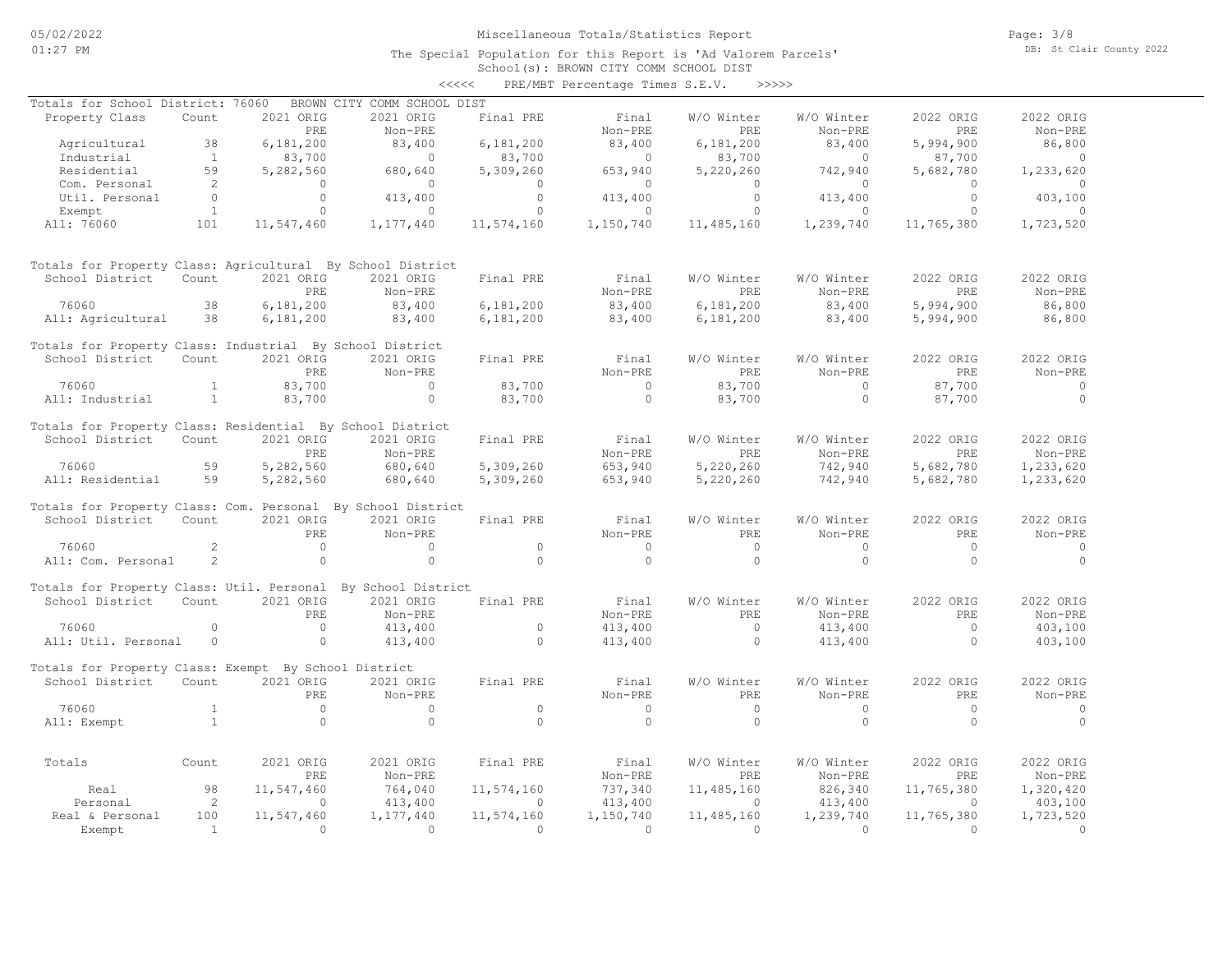Miscellaneous Totals/Statistics Report

The Special Population for this Report is 'Ad Valorem Parcels'

School(s): BROWN CITY COMM SCHOOL DIST

<<<<< PRE/MBT Percentage Times S.E.V. >>>>>

Totals for School District: 76060 BROWN CITY COMM SCHOOL DIST

| Property Class | Count | 2021 ORIG PRE | 2021 ORIG Non-PRE | Final PRE | Final Non-PRE | W/O Winter PRE | W/O Winter Non-PRE | 2022 ORIG PRE | 2022 ORIG Non-PRE |
|---|---|---|---|---|---|---|---|---|---|
| Agricultural | 38 | 6,181,200 | 83,400 | 6,181,200 | 83,400 | 6,181,200 | 83,400 | 5,994,900 | 86,800 |
| Industrial | 1 | 83,700 | 0 | 83,700 | 0 | 83,700 | 0 | 87,700 | 0 |
| Residential | 59 | 5,282,560 | 680,640 | 5,309,260 | 653,940 | 5,220,260 | 742,940 | 5,682,780 | 1,233,620 |
| Com. Personal | 2 | 0 | 0 | 0 | 0 | 0 | 0 | 0 | 0 |
| Util. Personal | 0 | 0 | 413,400 | 0 | 413,400 | 0 | 413,400 | 0 | 403,100 |
| Exempt | 1 | 0 | 0 | 0 | 0 | 0 | 0 | 0 | 0 |
| All: 76060 | 101 | 11,547,460 | 1,177,440 | 11,574,160 | 1,150,740 | 11,485,160 | 1,239,740 | 11,765,380 | 1,723,520 |

Totals for Property Class: Agricultural By School District

| School District | Count | 2021 ORIG PRE | 2021 ORIG Non-PRE | Final PRE | Final Non-PRE | W/O Winter PRE | W/O Winter Non-PRE | 2022 ORIG PRE | 2022 ORIG Non-PRE |
|---|---|---|---|---|---|---|---|---|---|
| 76060 | 38 | 6,181,200 | 83,400 | 6,181,200 | 83,400 | 6,181,200 | 83,400 | 5,994,900 | 86,800 |
| All: Agricultural | 38 | 6,181,200 | 83,400 | 6,181,200 | 83,400 | 6,181,200 | 83,400 | 5,994,900 | 86,800 |

Totals for Property Class: Industrial By School District

| School District | Count | 2021 ORIG PRE | 2021 ORIG Non-PRE | Final PRE | Final Non-PRE | W/O Winter PRE | W/O Winter Non-PRE | 2022 ORIG PRE | 2022 ORIG Non-PRE |
|---|---|---|---|---|---|---|---|---|---|
| 76060 | 1 | 83,700 | 0 | 83,700 | 0 | 83,700 | 0 | 87,700 | 0 |
| All: Industrial | 1 | 83,700 | 0 | 83,700 | 0 | 83,700 | 0 | 87,700 | 0 |

Totals for Property Class: Residential By School District

| School District | Count | 2021 ORIG PRE | 2021 ORIG Non-PRE | Final PRE | Final Non-PRE | W/O Winter PRE | W/O Winter Non-PRE | 2022 ORIG PRE | 2022 ORIG Non-PRE |
|---|---|---|---|---|---|---|---|---|---|
| 76060 | 59 | 5,282,560 | 680,640 | 5,309,260 | 653,940 | 5,220,260 | 742,940 | 5,682,780 | 1,233,620 |
| All: Residential | 59 | 5,282,560 | 680,640 | 5,309,260 | 653,940 | 5,220,260 | 742,940 | 5,682,780 | 1,233,620 |

Totals for Property Class: Com. Personal By School District

| School District | Count | 2021 ORIG PRE | 2021 ORIG Non-PRE | Final PRE | Final Non-PRE | W/O Winter PRE | W/O Winter Non-PRE | 2022 ORIG PRE | 2022 ORIG Non-PRE |
|---|---|---|---|---|---|---|---|---|---|
| 76060 | 2 | 0 | 0 | 0 | 0 | 0 | 0 | 0 | 0 |
| All: Com. Personal | 2 | 0 | 0 | 0 | 0 | 0 | 0 | 0 | 0 |

Totals for Property Class: Util. Personal By School District

| School District | Count | 2021 ORIG PRE | 2021 ORIG Non-PRE | Final PRE | Final Non-PRE | W/O Winter PRE | W/O Winter Non-PRE | 2022 ORIG PRE | 2022 ORIG Non-PRE |
|---|---|---|---|---|---|---|---|---|---|
| 76060 | 0 | 0 | 413,400 | 0 | 413,400 | 0 | 413,400 | 0 | 403,100 |
| All: Util. Personal | 0 | 0 | 413,400 | 0 | 413,400 | 0 | 413,400 | 0 | 403,100 |

Totals for Property Class: Exempt By School District

| School District | Count | 2021 ORIG PRE | 2021 ORIG Non-PRE | Final PRE | Final Non-PRE | W/O Winter PRE | W/O Winter Non-PRE | 2022 ORIG PRE | 2022 ORIG Non-PRE |
|---|---|---|---|---|---|---|---|---|---|
| 76060 | 1 | 0 | 0 | 0 | 0 | 0 | 0 | 0 | 0 |
| All: Exempt | 1 | 0 | 0 | 0 | 0 | 0 | 0 | 0 | 0 |

| Totals | Count | 2021 ORIG PRE | 2021 ORIG Non-PRE | Final PRE | Final Non-PRE | W/O Winter PRE | W/O Winter Non-PRE | 2022 ORIG PRE | 2022 ORIG Non-PRE |
|---|---|---|---|---|---|---|---|---|---|
| Real | 98 | 11,547,460 | 764,040 | 11,574,160 | 737,340 | 11,485,160 | 826,340 | 11,765,380 | 1,320,420 |
| Personal | 2 | 0 | 413,400 | 0 | 413,400 | 0 | 413,400 | 0 | 403,100 |
| Real & Personal | 100 | 11,547,460 | 1,177,440 | 11,574,160 | 1,150,740 | 11,485,160 | 1,239,740 | 11,765,380 | 1,723,520 |
| Exempt | 1 | 0 | 0 | 0 | 0 | 0 | 0 | 0 | 0 |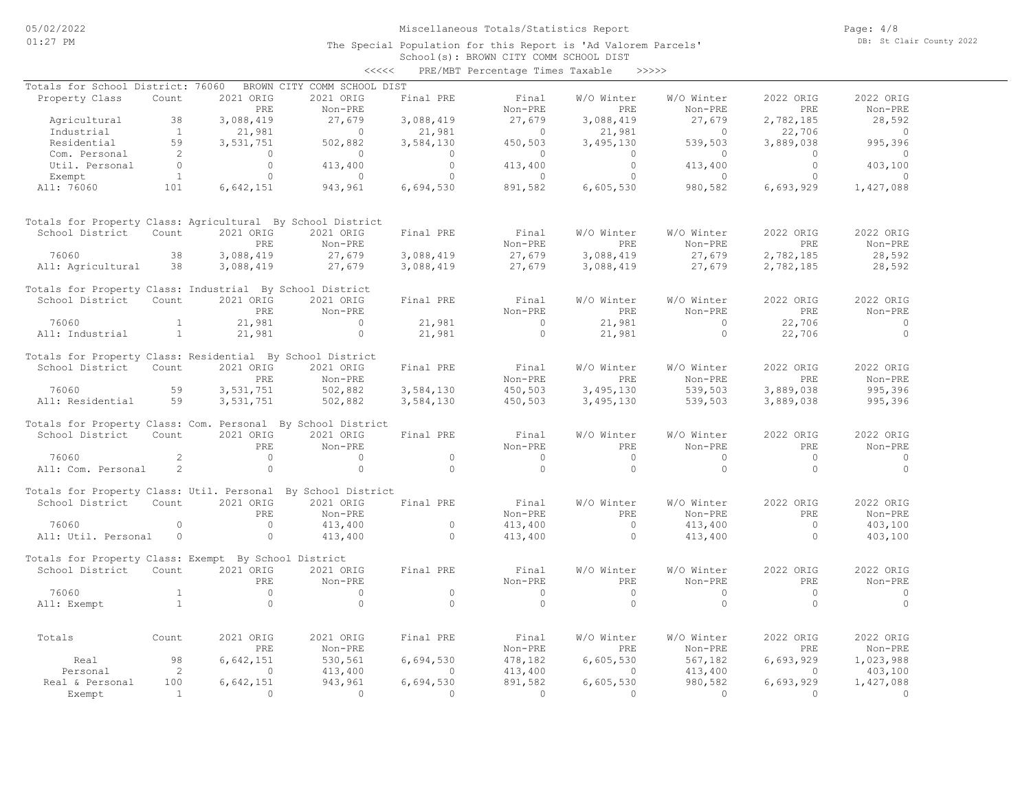Miscellaneous Totals/Statistics Report

The Special Population for this Report is 'Ad Valorem Parcels'

School(s): BROWN CITY COMM SCHOOL DIST

<<<<< PRE/MBT Percentage Times Taxable >>>>>

## Totals for School District: 76060 BROWN CITY COMM SCHOOL DIST

| Property Class | Count | 2021 ORIG PRE | 2021 ORIG Non-PRE | Final PRE | Final Non-PRE | W/O Winter PRE | W/O Winter Non-PRE | 2022 ORIG PRE | 2022 ORIG Non-PRE |
|---|---|---|---|---|---|---|---|---|---|
| Agricultural | 38 | 3,088,419 | 27,679 | 3,088,419 | 27,679 | 3,088,419 | 27,679 | 2,782,185 | 28,592 |
| Industrial | 1 | 21,981 | 0 | 21,981 | 0 | 21,981 | 0 | 22,706 | 0 |
| Residential | 59 | 3,531,751 | 502,882 | 3,584,130 | 450,503 | 3,495,130 | 539,503 | 3,889,038 | 995,396 |
| Com. Personal | 2 | 0 | 0 | 0 | 0 | 0 | 0 | 0 | 0 |
| Util. Personal | 0 | 0 | 413,400 | 0 | 413,400 | 0 | 413,400 | 0 | 403,100 |
| Exempt | 1 | 0 | 0 | 0 | 0 | 0 | 0 | 0 | 0 |
| All: 76060 | 101 | 6,642,151 | 943,961 | 6,694,530 | 891,582 | 6,605,530 | 980,582 | 6,693,929 | 1,427,088 |

## Totals for Property Class: Agricultural By School District

| School District | Count | 2021 ORIG PRE | 2021 ORIG Non-PRE | Final PRE | Final Non-PRE | W/O Winter PRE | W/O Winter Non-PRE | 2022 ORIG PRE | 2022 ORIG Non-PRE |
|---|---|---|---|---|---|---|---|---|---|
| 76060 | 38 | 3,088,419 | 27,679 | 3,088,419 | 27,679 | 3,088,419 | 27,679 | 2,782,185 | 28,592 |
| All: Agricultural | 38 | 3,088,419 | 27,679 | 3,088,419 | 27,679 | 3,088,419 | 27,679 | 2,782,185 | 28,592 |

## Totals for Property Class: Industrial By School District

| School District | Count | 2021 ORIG PRE | 2021 ORIG Non-PRE | Final PRE | Final Non-PRE | W/O Winter PRE | W/O Winter Non-PRE | 2022 ORIG PRE | 2022 ORIG Non-PRE |
|---|---|---|---|---|---|---|---|---|---|
| 76060 | 1 | 21,981 | 0 | 21,981 | 0 | 21,981 | 0 | 22,706 | 0 |
| All: Industrial | 1 | 21,981 | 0 | 21,981 | 0 | 21,981 | 0 | 22,706 | 0 |

## Totals for Property Class: Residential By School District

| School District | Count | 2021 ORIG PRE | 2021 ORIG Non-PRE | Final PRE | Final Non-PRE | W/O Winter PRE | W/O Winter Non-PRE | 2022 ORIG PRE | 2022 ORIG Non-PRE |
|---|---|---|---|---|---|---|---|---|---|
| 76060 | 59 | 3,531,751 | 502,882 | 3,584,130 | 450,503 | 3,495,130 | 539,503 | 3,889,038 | 995,396 |
| All: Residential | 59 | 3,531,751 | 502,882 | 3,584,130 | 450,503 | 3,495,130 | 539,503 | 3,889,038 | 995,396 |

## Totals for Property Class: Com. Personal By School District

| School District | Count | 2021 ORIG PRE | 2021 ORIG Non-PRE | Final PRE | Final Non-PRE | W/O Winter PRE | W/O Winter Non-PRE | 2022 ORIG PRE | 2022 ORIG Non-PRE |
|---|---|---|---|---|---|---|---|---|---|
| 76060 | 2 | 0 | 0 | 0 | 0 | 0 | 0 | 0 | 0 |
| All: Com. Personal | 2 | 0 | 0 | 0 | 0 | 0 | 0 | 0 | 0 |

## Totals for Property Class: Util. Personal By School District

| School District | Count | 2021 ORIG PRE | 2021 ORIG Non-PRE | Final PRE | Final Non-PRE | W/O Winter PRE | W/O Winter Non-PRE | 2022 ORIG PRE | 2022 ORIG Non-PRE |
|---|---|---|---|---|---|---|---|---|---|
| 76060 | 0 | 0 | 413,400 | 0 | 413,400 | 0 | 413,400 | 0 | 403,100 |
| All: Util. Personal | 0 | 0 | 413,400 | 0 | 413,400 | 0 | 413,400 | 0 | 403,100 |

## Totals for Property Class: Exempt By School District

| School District | Count | 2021 ORIG PRE | 2021 ORIG Non-PRE | Final PRE | Final Non-PRE | W/O Winter PRE | W/O Winter Non-PRE | 2022 ORIG PRE | 2022 ORIG Non-PRE |
|---|---|---|---|---|---|---|---|---|---|
| 76060 | 1 | 0 | 0 | 0 | 0 | 0 | 0 | 0 | 0 |
| All: Exempt | 1 | 0 | 0 | 0 | 0 | 0 | 0 | 0 | 0 |

## Totals

| Totals | Count | 2021 ORIG PRE | 2021 ORIG Non-PRE | Final PRE | Final Non-PRE | W/O Winter PRE | W/O Winter Non-PRE | 2022 ORIG PRE | 2022 ORIG Non-PRE |
|---|---|---|---|---|---|---|---|---|---|
| Real | 98 | 6,642,151 | 530,561 | 6,694,530 | 478,182 | 6,605,530 | 567,182 | 6,693,929 | 1,023,988 |
| Personal | 2 | 0 | 413,400 | 0 | 413,400 | 0 | 413,400 | 0 | 403,100 |
| Real & Personal | 100 | 6,642,151 | 943,961 | 6,694,530 | 891,582 | 6,605,530 | 980,582 | 6,693,929 | 1,427,088 |
| Exempt | 1 | 0 | 0 | 0 | 0 | 0 | 0 | 0 | 0 |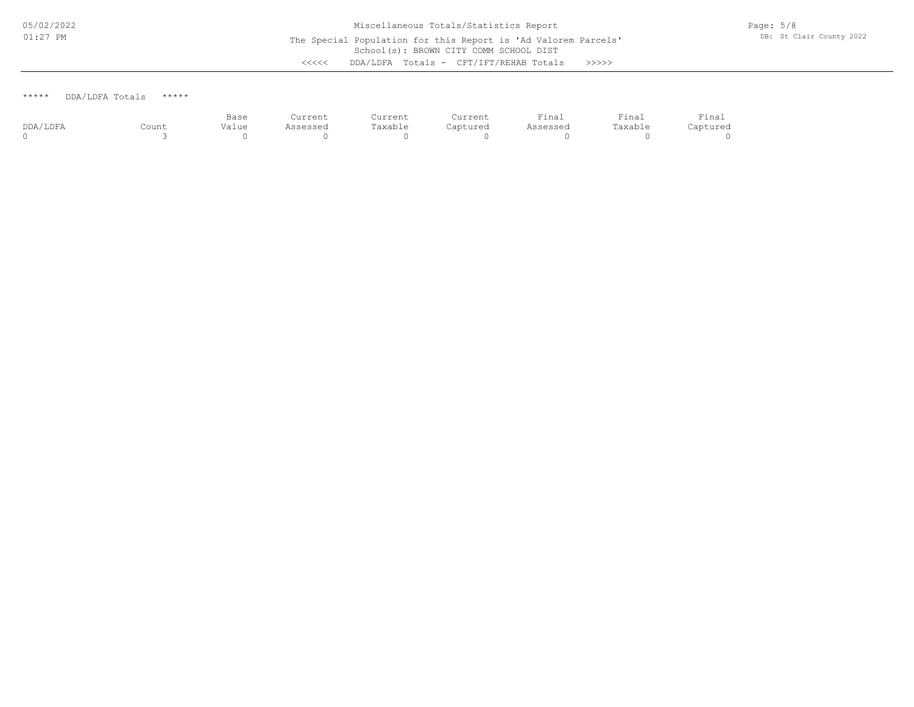Miscellaneous Totals/Statistics Report

The Special Population for this Report is 'Ad Valorem Parcels'

School(s): BROWN CITY COMM SCHOOL DIST

<<<<< DDA/LDFA Totals - CFT/IFT/REHAB Totals >>>>>

***** DDA/LDFA Totals *****

| DDA/LDFA | Count | Base Value | Current Assessed | Current Taxable | Current Captured | Final Assessed | Final Taxable | Final Captured |
|---|---|---|---|---|---|---|---|---|
| 0 | 3 | 0 | 0 | 0 | 0 | 0 | 0 | 0 |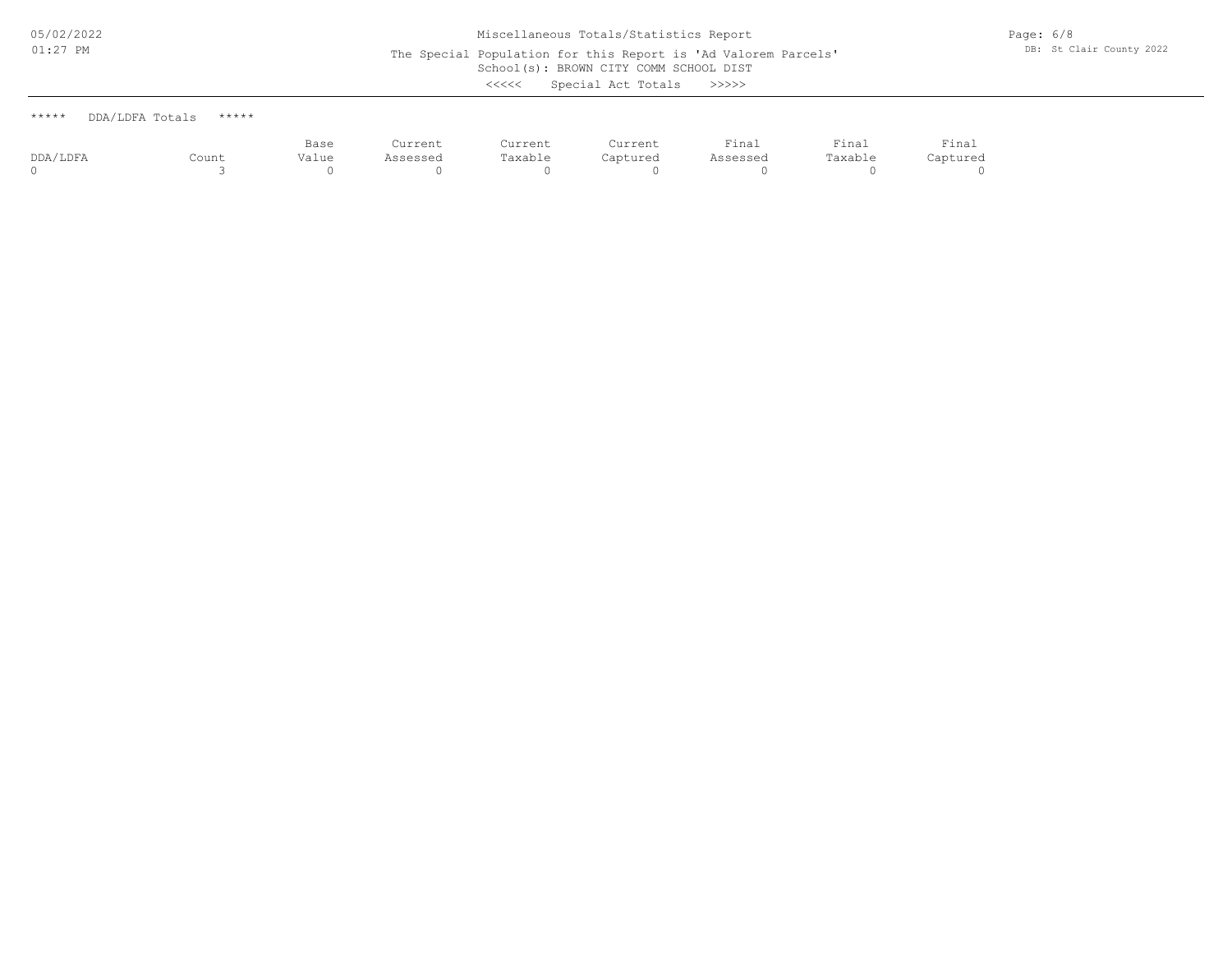Miscellaneous Totals/Statistics Report

The Special Population for this Report is 'Ad Valorem Parcels'

School(s): BROWN CITY COMM SCHOOL DIST

<<<<< Special Act Totals >>>>>

***** DDA/LDFA Totals *****

| DDA/LDFA | Count | Base Value | Current Assessed | Current Taxable | Current Captured | Final Assessed | Final Taxable | Final Captured |
|---|---|---|---|---|---|---|---|---|
| 0 | 3 | 0 | 0 | 0 | 0 | 0 | 0 | 0 |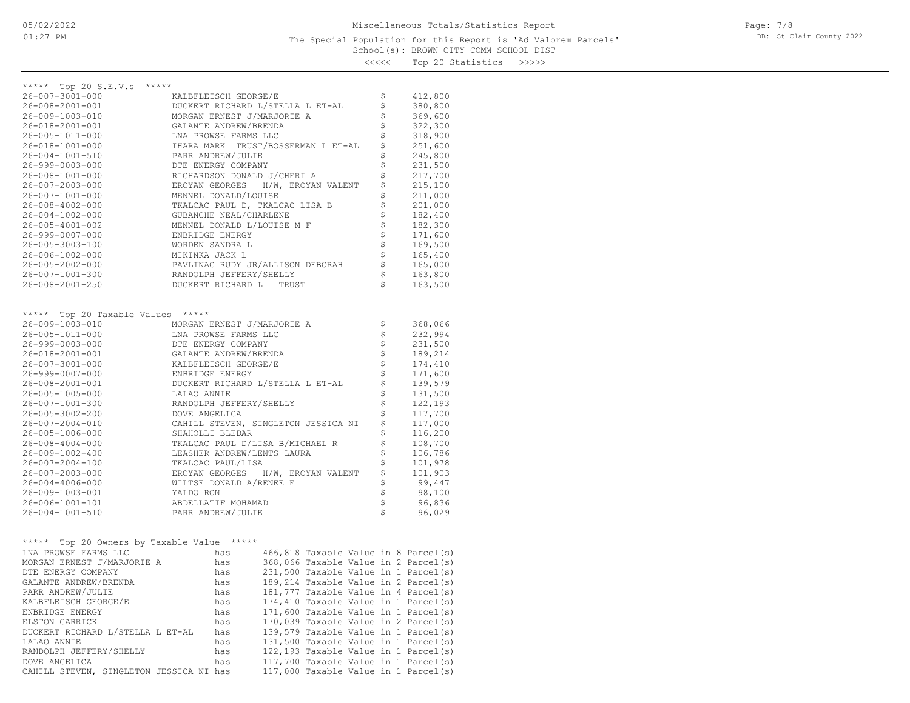Miscellaneous Totals/Statistics Report

The Special Population for this Report is 'Ad Valorem Parcels'

School(s): BROWN CITY COMM SCHOOL DIST

<<<<< Top 20 Statistics >>>>>

## ***** Top 20 S.E.V.s *****

| Parcel | Owner | | Value |
|---|---|---|---|
| 26-007-3001-000 | KALBFLEISCH GEORGE/E | $ | 412,800 |
| 26-008-2001-001 | DUCKERT RICHARD L/STELLA L ET-AL | $ | 380,800 |
| 26-009-1003-010 | MORGAN ERNEST J/MARJORIE A | $ | 369,600 |
| 26-018-2001-001 | GALANTE ANDREW/BRENDA | $ | 322,300 |
| 26-005-1011-000 | LNA PROWSE FARMS LLC | $ | 318,900 |
| 26-018-1001-000 | IHARA MARK TRUST/BOSSERMAN L ET-AL | $ | 251,600 |
| 26-004-1001-510 | PARR ANDREW/JULIE | $ | 245,800 |
| 26-999-0003-000 | DTE ENERGY COMPANY | $ | 231,500 |
| 26-008-1001-000 | RICHARDSON DONALD J/CHERI A | $ | 217,700 |
| 26-007-2003-000 | EROYAN GEORGES H/W, EROYAN VALENT | $ | 215,100 |
| 26-007-1001-000 | MENNEL DONALD/LOUISE | $ | 211,000 |
| 26-008-4002-000 | TKALCAC PAUL D, TKALCAC LISA B | $ | 201,000 |
| 26-004-1002-000 | GUBANCHE NEAL/CHARLENE | $ | 182,400 |
| 26-005-4001-002 | MENNEL DONALD L/LOUISE M F | $ | 182,300 |
| 26-999-0007-000 | ENBRIDGE ENERGY | $ | 171,600 |
| 26-005-3003-100 | WORDEN SANDRA L | $ | 169,500 |
| 26-006-1002-000 | MIKINKA JACK L | $ | 165,400 |
| 26-005-2002-000 | PAVLINAC RUDY JR/ALLISON DEBORAH | $ | 165,000 |
| 26-007-1001-300 | RANDOLPH JEFFERY/SHELLY | $ | 163,800 |
| 26-008-2001-250 | DUCKERT RICHARD L TRUST | $ | 163,500 |

## ***** Top 20 Taxable Values *****

| Parcel | Owner | | Value |
|---|---|---|---|
| 26-009-1003-010 | MORGAN ERNEST J/MARJORIE A | $ | 368,066 |
| 26-005-1011-000 | LNA PROWSE FARMS LLC | $ | 232,994 |
| 26-999-0003-000 | DTE ENERGY COMPANY | $ | 231,500 |
| 26-018-2001-001 | GALANTE ANDREW/BRENDA | $ | 189,214 |
| 26-007-3001-000 | KALBFLEISCH GEORGE/E | $ | 174,410 |
| 26-999-0007-000 | ENBRIDGE ENERGY | $ | 171,600 |
| 26-008-2001-001 | DUCKERT RICHARD L/STELLA L ET-AL | $ | 139,579 |
| 26-005-1005-000 | LALAO ANNIE | $ | 131,500 |
| 26-007-1001-300 | RANDOLPH JEFFERY/SHELLY | $ | 122,193 |
| 26-005-3002-200 | DOVE ANGELICA | $ | 117,700 |
| 26-007-2004-010 | CAHILL STEVEN, SINGLETON JESSICA NI | $ | 117,000 |
| 26-005-1006-000 | SHAHOLLI BLEDAR | $ | 116,200 |
| 26-008-4004-000 | TKALCAC PAUL D/LISA B/MICHAEL R | $ | 108,700 |
| 26-009-1002-400 | LEASHER ANDREW/LENTS LAURA | $ | 106,786 |
| 26-007-2004-100 | TKALCAC PAUL/LISA | $ | 101,978 |
| 26-007-2003-000 | EROYAN GEORGES H/W, EROYAN VALENT | $ | 101,903 |
| 26-004-4006-000 | WILTSE DONALD A/RENEE E | $ | 99,447 |
| 26-009-1003-001 | YALDO RON | $ | 98,100 |
| 26-006-1001-101 | ABDELLATIF MOHAMAD | $ | 96,836 |
| 26-004-1001-510 | PARR ANDREW/JULIE | $ | 96,029 |

## ***** Top 20 Owners by Taxable Value *****

| Owner | | Taxable Value |
|---|---|---|
| LNA PROWSE FARMS LLC | has | 466,818 Taxable Value in 8 Parcel(s) |
| MORGAN ERNEST J/MARJORIE A | has | 368,066 Taxable Value in 2 Parcel(s) |
| DTE ENERGY COMPANY | has | 231,500 Taxable Value in 1 Parcel(s) |
| GALANTE ANDREW/BRENDA | has | 189,214 Taxable Value in 2 Parcel(s) |
| PARR ANDREW/JULIE | has | 181,777 Taxable Value in 4 Parcel(s) |
| KALBFLEISCH GEORGE/E | has | 174,410 Taxable Value in 1 Parcel(s) |
| ENBRIDGE ENERGY | has | 171,600 Taxable Value in 1 Parcel(s) |
| ELSTON GARRICK | has | 170,039 Taxable Value in 2 Parcel(s) |
| DUCKERT RICHARD L/STELLA L ET-AL | has | 139,579 Taxable Value in 1 Parcel(s) |
| LALAO ANNIE | has | 131,500 Taxable Value in 1 Parcel(s) |
| RANDOLPH JEFFERY/SHELLY | has | 122,193 Taxable Value in 1 Parcel(s) |
| DOVE ANGELICA | has | 117,700 Taxable Value in 1 Parcel(s) |
| CAHILL STEVEN, SINGLETON JESSICA NI | has | 117,000 Taxable Value in 1 Parcel(s) |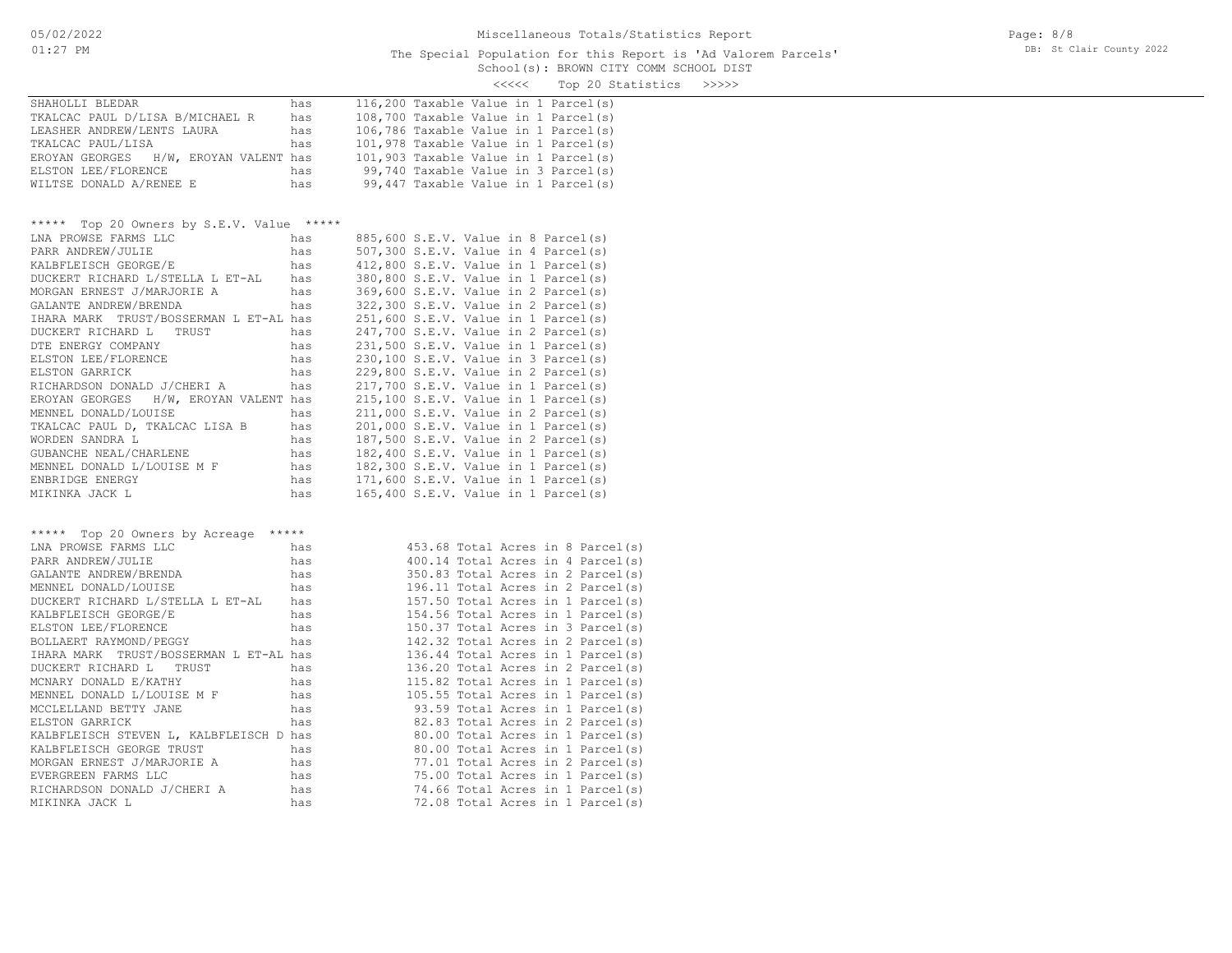| | | |
|---|---|---|
| SHAHOLLI BLEDAR | has | 116,200 Taxable Value in 1 Parcel(s) |
| TKALCAC PAUL D/LISA B/MICHAEL R | has | 108,700 Taxable Value in 1 Parcel(s) |
| LEASHER ANDREW/LENTS LAURA | has | 106,786 Taxable Value in 1 Parcel(s) |
| TKALCAC PAUL/LISA | has | 101,978 Taxable Value in 1 Parcel(s) |
| EROYAN GEORGES H/W, EROYAN VALENT | has | 101,903 Taxable Value in 1 Parcel(s) |
| ELSTON LEE/FLORENCE | has | 99,740 Taxable Value in 3 Parcel(s) |
| WILTSE DONALD A/RENEE E | has | 99,447 Taxable Value in 1 Parcel(s) |

***** Top 20 Owners by S.E.V. Value *****

| | | |
|---|---|---|
| LNA PROWSE FARMS LLC | has | 885,600 S.E.V. Value in 8 Parcel(s) |
| PARR ANDREW/JULIE | has | 507,300 S.E.V. Value in 4 Parcel(s) |
| KALBFLEISCH GEORGE/E | has | 412,800 S.E.V. Value in 1 Parcel(s) |
| DUCKERT RICHARD L/STELLA L ET-AL | has | 380,800 S.E.V. Value in 1 Parcel(s) |
| MORGAN ERNEST J/MARJORIE A | has | 369,600 S.E.V. Value in 2 Parcel(s) |
| GALANTE ANDREW/BRENDA | has | 322,300 S.E.V. Value in 2 Parcel(s) |
| IHARA MARK TRUST/BOSSERMAN L ET-AL | has | 251,600 S.E.V. Value in 1 Parcel(s) |
| DUCKERT RICHARD L TRUST | has | 247,700 S.E.V. Value in 2 Parcel(s) |
| DTE ENERGY COMPANY | has | 231,500 S.E.V. Value in 1 Parcel(s) |
| ELSTON LEE/FLORENCE | has | 230,100 S.E.V. Value in 3 Parcel(s) |
| ELSTON GARRICK | has | 229,800 S.E.V. Value in 2 Parcel(s) |
| RICHARDSON DONALD J/CHERI A | has | 217,700 S.E.V. Value in 1 Parcel(s) |
| EROYAN GEORGES H/W, EROYAN VALENT | has | 215,100 S.E.V. Value in 1 Parcel(s) |
| MENNEL DONALD/LOUISE | has | 211,000 S.E.V. Value in 2 Parcel(s) |
| TKALCAC PAUL D, TKALCAC LISA B | has | 201,000 S.E.V. Value in 1 Parcel(s) |
| WORDEN SANDRA L | has | 187,500 S.E.V. Value in 2 Parcel(s) |
| GUBANCHE NEAL/CHARLENE | has | 182,400 S.E.V. Value in 1 Parcel(s) |
| MENNEL DONALD L/LOUISE M F | has | 182,300 S.E.V. Value in 1 Parcel(s) |
| ENBRIDGE ENERGY | has | 171,600 S.E.V. Value in 1 Parcel(s) |
| MIKINKA JACK L | has | 165,400 S.E.V. Value in 1 Parcel(s) |

***** Top 20 Owners by Acreage *****

| | | |
|---|---|---|
| LNA PROWSE FARMS LLC | has | 453.68 Total Acres in 8 Parcel(s) |
| PARR ANDREW/JULIE | has | 400.14 Total Acres in 4 Parcel(s) |
| GALANTE ANDREW/BRENDA | has | 350.83 Total Acres in 2 Parcel(s) |
| MENNEL DONALD/LOUISE | has | 196.11 Total Acres in 2 Parcel(s) |
| DUCKERT RICHARD L/STELLA L ET-AL | has | 157.50 Total Acres in 1 Parcel(s) |
| KALBFLEISCH GEORGE/E | has | 154.56 Total Acres in 1 Parcel(s) |
| ELSTON LEE/FLORENCE | has | 150.37 Total Acres in 3 Parcel(s) |
| BOLLAERT RAYMOND/PEGGY | has | 142.32 Total Acres in 2 Parcel(s) |
| IHARA MARK TRUST/BOSSERMAN L ET-AL | has | 136.44 Total Acres in 1 Parcel(s) |
| DUCKERT RICHARD L TRUST | has | 136.20 Total Acres in 2 Parcel(s) |
| MCNARY DONALD E/KATHY | has | 115.82 Total Acres in 1 Parcel(s) |
| MENNEL DONALD L/LOUISE M F | has | 105.55 Total Acres in 1 Parcel(s) |
| MCCLELLAND BETTY JANE | has | 93.59 Total Acres in 1 Parcel(s) |
| ELSTON GARRICK | has | 82.83 Total Acres in 2 Parcel(s) |
| KALBFLEISCH STEVEN L, KALBFLEISCH D | has | 80.00 Total Acres in 1 Parcel(s) |
| KALBFLEISCH GEORGE TRUST | has | 80.00 Total Acres in 1 Parcel(s) |
| MORGAN ERNEST J/MARJORIE A | has | 77.01 Total Acres in 2 Parcel(s) |
| EVERGREEN FARMS LLC | has | 75.00 Total Acres in 1 Parcel(s) |
| RICHARDSON DONALD J/CHERI A | has | 74.66 Total Acres in 1 Parcel(s) |
| MIKINKA JACK L | has | 72.08 Total Acres in 1 Parcel(s) |